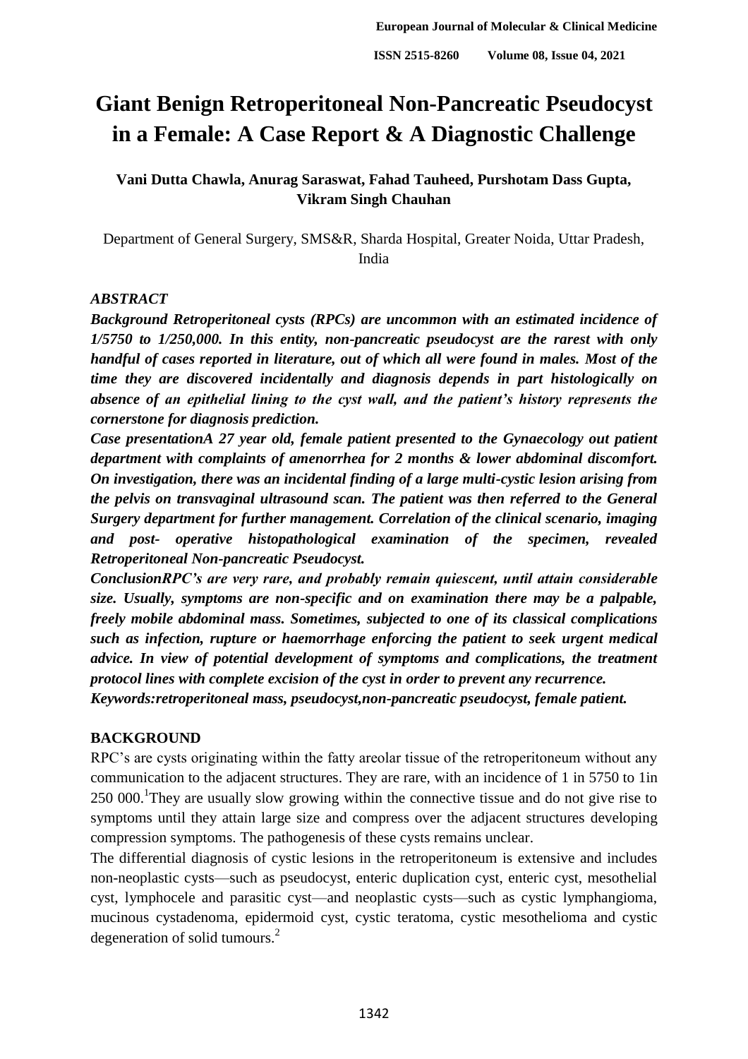# Giant Benign Retroperitoneal Non-Pancreatic Pseudocyst in a Female: A Case Report & A Diagnostic Challenge

**Vani Dutta Chawla, Anurag Saraswat, Fahad Tauheed, Purshotam Dass Gupta, Vikram Singh Chauhan**

Department of General Surgery, SMS&R, Sharda Hospital, Greater Noida, Uttar Pradesh, India

## *ABSTRACT*

***Background Retroperitoneal cysts (RPCs) are uncommon with an estimated incidence of 1/5750 to 1/250,000. In this entity, non-pancreatic pseudocyst are the rarest with only handful of cases reported in literature, out of which all were found in males. Most of the time they are discovered incidentally and diagnosis depends in part histologically on absence of an epithelial lining to the cyst wall, and the patient's history represents the cornerstone for diagnosis prediction.***

***Case presentationA 27 year old, female patient presented to the Gynaecology out patient department with complaints of amenorrhea for 2 months & lower abdominal discomfort. On investigation, there was an incidental finding of a large multi-cystic lesion arising from the pelvis on transvaginal ultrasound scan. The patient was then referred to the General Surgery department for further management. Correlation of the clinical scenario, imaging and post- operative histopathological examination of the specimen, revealed Retroperitoneal Non-pancreatic Pseudocyst.***

***ConclusionRPC's are very rare, and probably remain quiescent, until attain considerable size. Usually, symptoms are non-specific and on examination there may be a palpable, freely mobile abdominal mass. Sometimes, subjected to one of its classical complications such as infection, rupture or haemorrhage enforcing the patient to seek urgent medical advice. In view of potential development of symptoms and complications, the treatment protocol lines with complete excision of the cyst in order to prevent any recurrence.***

***Keywords:retroperitoneal mass, pseudocyst,non-pancreatic pseudocyst, female patient.***

## BACKGROUND

RPC's are cysts originating within the fatty areolar tissue of the retroperitoneum without any communication to the adjacent structures. They are rare, with an incidence of 1 in 5750 to 1in 250 000.[1]They are usually slow growing within the connective tissue and do not give rise to symptoms until they attain large size and compress over the adjacent structures developing compression symptoms. The pathogenesis of these cysts remains unclear.

The differential diagnosis of cystic lesions in the retroperitoneum is extensive and includes non-neoplastic cysts—such as pseudocyst, enteric duplication cyst, enteric cyst, mesothelial cyst, lymphocele and parasitic cyst—and neoplastic cysts—such as cystic lymphangioma, mucinous cystadenoma, epidermoid cyst, cystic teratoma, cystic mesothelioma and cystic degeneration of solid tumours.[2]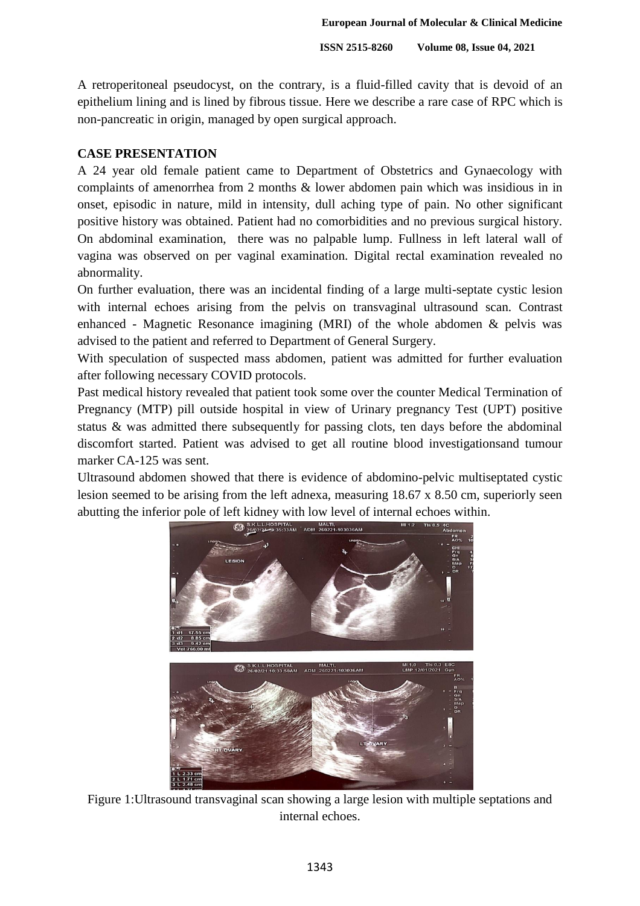A retroperitoneal pseudocyst, on the contrary, is a fluid-filled cavity that is devoid of an epithelium lining and is lined by fibrous tissue. Here we describe a rare case of RPC which is non-pancreatic in origin, managed by open surgical approach.

## CASE PRESENTATION

A 24 year old female patient came to Department of Obstetrics and Gynaecology with complaints of amenorrhea from 2 months & lower abdomen pain which was insidious in in onset, episodic in nature, mild in intensity, dull aching type of pain. No other significant positive history was obtained. Patient had no comorbidities and no previous surgical history. On abdominal examination, there was no palpable lump. Fullness in left lateral wall of vagina was observed on per vaginal examination. Digital rectal examination revealed no abnormality.

On further evaluation, there was an incidental finding of a large multi-septate cystic lesion with internal echoes arising from the pelvis on transvaginal ultrasound scan. Contrast enhanced - Magnetic Resonance imagining (MRI) of the whole abdomen & pelvis was advised to the patient and referred to Department of General Surgery.

With speculation of suspected mass abdomen, patient was admitted for further evaluation after following necessary COVID protocols.

Past medical history revealed that patient took some over the counter Medical Termination of Pregnancy (MTP) pill outside hospital in view of Urinary pregnancy Test (UPT) positive status & was admitted there subsequently for passing clots, ten days before the abdominal discomfort started. Patient was advised to get all routine blood investigationsand tumour marker CA-125 was sent.

Ultrasound abdomen showed that there is evidence of abdomino-pelvic multiseptated cystic lesion seemed to be arising from the left adnexa, measuring 18.67 x 8.50 cm, superiorly seen abutting the inferior pole of left kidney with low level of internal echoes within.

Figure 1:Ultrasound transvaginal scan showing a large lesion with multiple septations and internal echoes.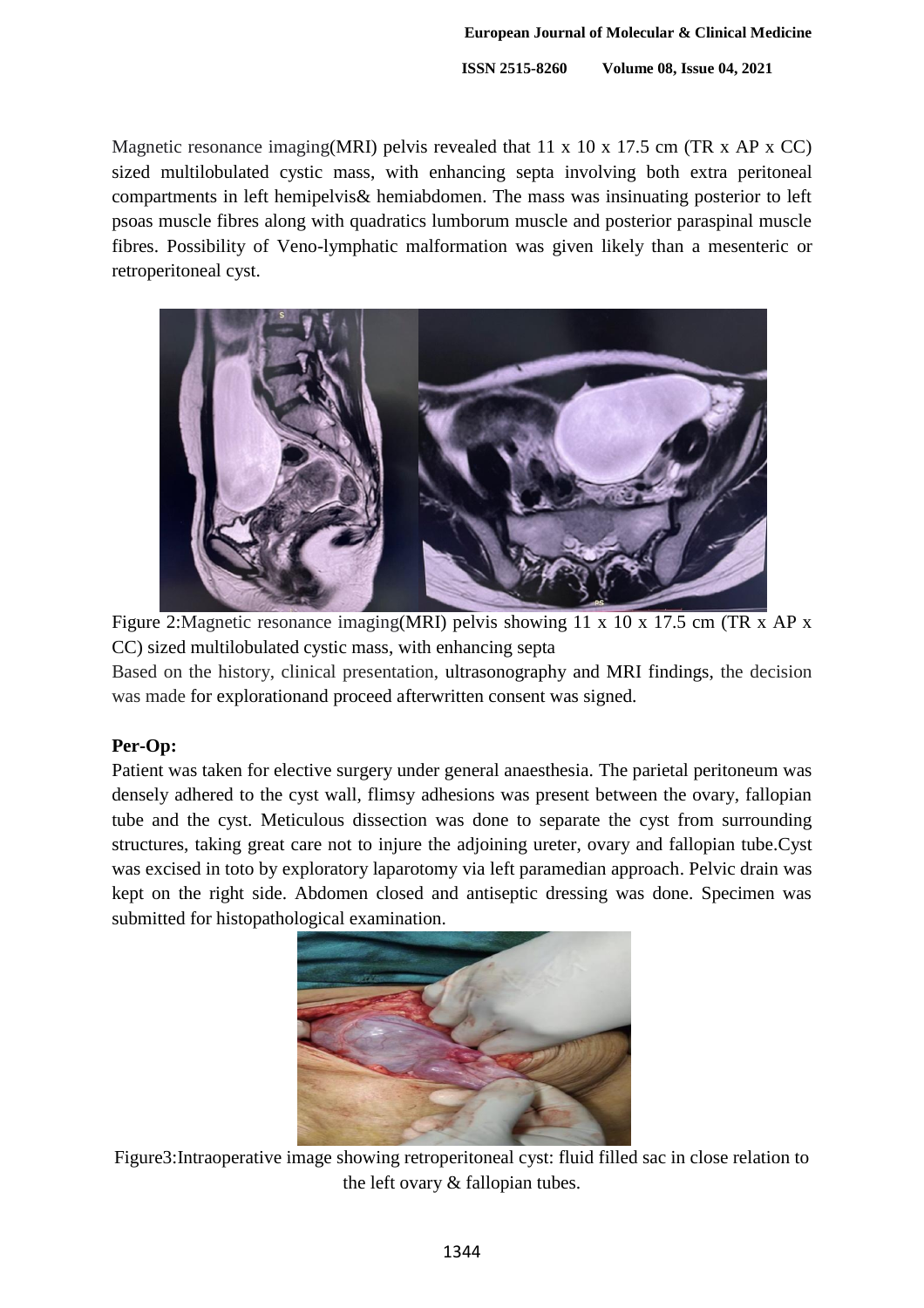Magnetic resonance imaging(MRI) pelvis revealed that 11 x 10 x 17.5 cm (TR x AP x CC) sized multilobulated cystic mass, with enhancing septa involving both extra peritoneal compartments in left hemipelvis& hemiabdomen. The mass was insinuating posterior to left psoas muscle fibres along with quadratics lumborum muscle and posterior paraspinal muscle fibres. Possibility of Veno-lymphatic malformation was given likely than a mesenteric or retroperitoneal cyst.

Figure 2:Magnetic resonance imaging(MRI) pelvis showing 11 x 10 x 17.5 cm (TR x AP x CC) sized multilobulated cystic mass, with enhancing septa

Based on the history, clinical presentation, ultrasonography and MRI findings, the decision was made for explorationand proceed afterwritten consent was signed.

**Per-Op:**

Patient was taken for elective surgery under general anaesthesia. The parietal peritoneum was densely adhered to the cyst wall, flimsy adhesions was present between the ovary, fallopian tube and the cyst. Meticulous dissection was done to separate the cyst from surrounding structures, taking great care not to injure the adjoining ureter, ovary and fallopian tube.Cyst was excised in toto by exploratory laparotomy via left paramedian approach. Pelvic drain was kept on the right side. Abdomen closed and antiseptic dressing was done. Specimen was submitted for histopathological examination.

Figure3:Intraoperative image showing retroperitoneal cyst: fluid filled sac in close relation to the left ovary & fallopian tubes.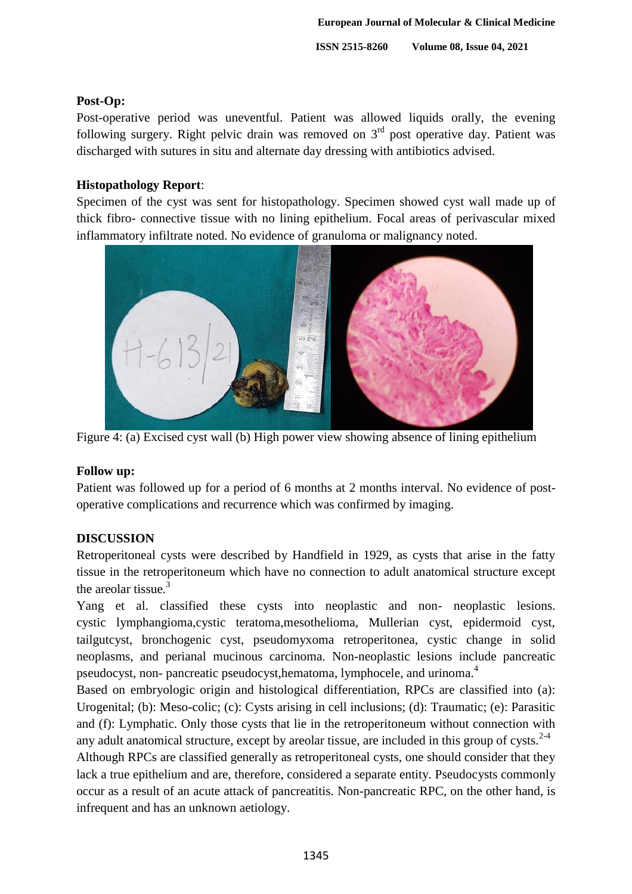**Post-Op:**

Post-operative period was uneventful. Patient was allowed liquids orally, the evening following surgery. Right pelvic drain was removed on 3rd post operative day. Patient was discharged with sutures in situ and alternate day dressing with antibiotics advised.

**Histopathology Report**:

Specimen of the cyst was sent for histopathology. Specimen showed cyst wall made up of thick fibro- connective tissue with no lining epithelium. Focal areas of perivascular mixed inflammatory infiltrate noted. No evidence of granuloma or malignancy noted.

Figure 4: (a) Excised cyst wall (b) High power view showing absence of lining epithelium

**Follow up:**

Patient was followed up for a period of 6 months at 2 months interval. No evidence of post-operative complications and recurrence which was confirmed by imaging.

**DISCUSSION**

Retroperitoneal cysts were described by Handfield in 1929, as cysts that arise in the fatty tissue in the retroperitoneum which have no connection to adult anatomical structure except the areolar tissue.[3]

Yang et al. classified these cysts into neoplastic and non- neoplastic lesions. cystic lymphangioma,cystic teratoma,mesothelioma, Mullerian cyst, epidermoid cyst, tailgutcyst, bronchogenic cyst, pseudomyxoma retroperitonea, cystic change in solid neoplasms, and perianal mucinous carcinoma. Non-neoplastic lesions include pancreatic pseudocyst, non- pancreatic pseudocyst,hematoma, lymphocele, and urinoma.[4]

Based on embryologic origin and histological differentiation, RPCs are classified into (a): Urogenital; (b): Meso-colic; (c): Cysts arising in cell inclusions; (d): Traumatic; (e): Parasitic and (f): Lymphatic. Only those cysts that lie in the retroperitoneum without connection with any adult anatomical structure, except by areolar tissue, are included in this group of cysts.[2-4]

Although RPCs are classified generally as retroperitoneal cysts, one should consider that they lack a true epithelium and are, therefore, considered a separate entity. Pseudocysts commonly occur as a result of an acute attack of pancreatitis. Non-pancreatic RPC, on the other hand, is infrequent and has an unknown aetiology.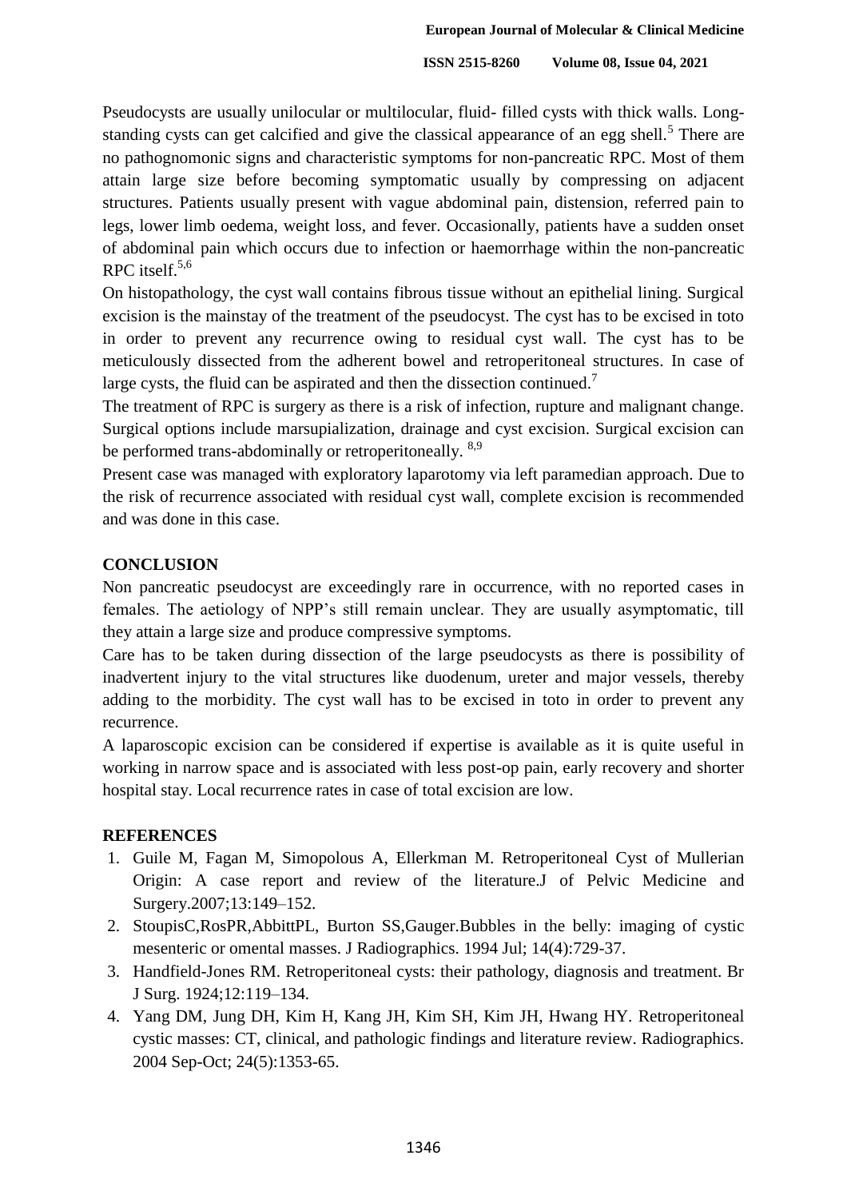Pseudocysts are usually unilocular or multilocular, fluid- filled cysts with thick walls. Long-standing cysts can get calcified and give the classical appearance of an egg shell.[5] There are no pathognomonic signs and characteristic symptoms for non-pancreatic RPC. Most of them attain large size before becoming symptomatic usually by compressing on adjacent structures. Patients usually present with vague abdominal pain, distension, referred pain to legs, lower limb oedema, weight loss, and fever. Occasionally, patients have a sudden onset of abdominal pain which occurs due to infection or haemorrhage within the non-pancreatic RPC itself.[5,6]

On histopathology, the cyst wall contains fibrous tissue without an epithelial lining. Surgical excision is the mainstay of the treatment of the pseudocyst. The cyst has to be excised in toto in order to prevent any recurrence owing to residual cyst wall. The cyst has to be meticulously dissected from the adherent bowel and retroperitoneal structures. In case of large cysts, the fluid can be aspirated and then the dissection continued.[7]

The treatment of RPC is surgery as there is a risk of infection, rupture and malignant change. Surgical options include marsupialization, drainage and cyst excision. Surgical excision can be performed trans-abdominally or retroperitoneally. [8,9]

Present case was managed with exploratory laparotomy via left paramedian approach. Due to the risk of recurrence associated with residual cyst wall, complete excision is recommended and was done in this case.

## CONCLUSION

Non pancreatic pseudocyst are exceedingly rare in occurrence, with no reported cases in females. The aetiology of NPP's still remain unclear. They are usually asymptomatic, till they attain a large size and produce compressive symptoms.

Care has to be taken during dissection of the large pseudocysts as there is possibility of inadvertent injury to the vital structures like duodenum, ureter and major vessels, thereby adding to the morbidity. The cyst wall has to be excised in toto in order to prevent any recurrence.

A laparoscopic excision can be considered if expertise is available as it is quite useful in working in narrow space and is associated with less post-op pain, early recovery and shorter hospital stay. Local recurrence rates in case of total excision are low.

## REFERENCES

1. Guile M, Fagan M, Simopolous A, Ellerkman M. Retroperitoneal Cyst of Mullerian Origin: A case report and review of the literature.J of Pelvic Medicine and Surgery.2007;13:149–152.
2. StoupisC,RosPR,AbbittPL, Burton SS,Gauger.Bubbles in the belly: imaging of cystic mesenteric or omental masses. J Radiographics. 1994 Jul; 14(4):729-37.
3. Handfield-Jones RM. Retroperitoneal cysts: their pathology, diagnosis and treatment. Br J Surg. 1924;12:119–134.
4. Yang DM, Jung DH, Kim H, Kang JH, Kim SH, Kim JH, Hwang HY. Retroperitoneal cystic masses: CT, clinical, and pathologic findings and literature review. Radiographics. 2004 Sep-Oct; 24(5):1353-65.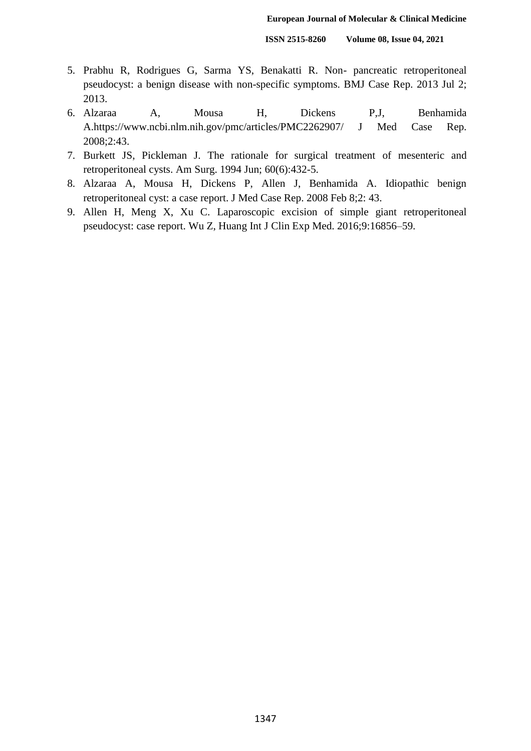5. Prabhu R, Rodrigues G, Sarma YS, Benakatti R. Non- pancreatic retroperitoneal pseudocyst: a benign disease with non-specific symptoms. BMJ Case Rep. 2013 Jul 2; 2013.
6. Alzaraa A, Mousa H, Dickens P,J, Benhamida A.https://www.ncbi.nlm.nih.gov/pmc/articles/PMC2262907/ J Med Case Rep. 2008;2:43.
7. Burkett JS, Pickleman J. The rationale for surgical treatment of mesenteric and retroperitoneal cysts. Am Surg. 1994 Jun; 60(6):432-5.
8. Alzaraa A, Mousa H, Dickens P, Allen J, Benhamida A. Idiopathic benign retroperitoneal cyst: a case report. J Med Case Rep. 2008 Feb 8;2: 43.
9. Allen H, Meng X, Xu C. Laparoscopic excision of simple giant retroperitoneal pseudocyst: case report. Wu Z, Huang Int J Clin Exp Med. 2016;9:16856–59.